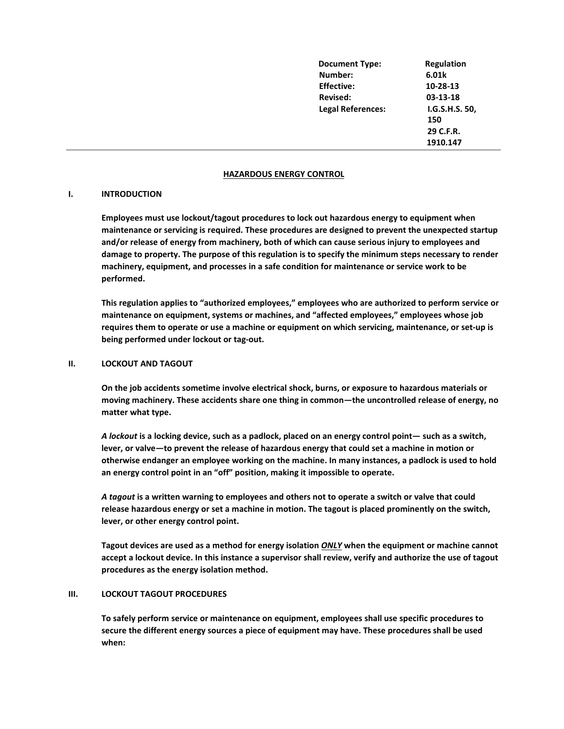| Document Type: | Regulation |
|---|---|
| Number: | 6.01k |
| Effective: | 10-28-13 |
| Revised: | 03-13-18 |
| Legal References: | I.G.S.H.S. 50, 150<br>29 C.F.R. 1910.147 |

## HAZARDOUS ENERGY CONTROL

### I. INTRODUCTION

**Employees must use lockout/tagout procedures to lock out hazardous energy to equipment when maintenance or servicing is required. These procedures are designed to prevent the unexpected startup and/or release of energy from machinery, both of which can cause serious injury to employees and damage to property. The purpose of this regulation is to specify the minimum steps necessary to render machinery, equipment, and processes in a safe condition for maintenance or service work to be performed.**

**This regulation applies to "authorized employees," employees who are authorized to perform service or maintenance on equipment, systems or machines, and "affected employees," employees whose job requires them to operate or use a machine or equipment on which servicing, maintenance, or set-up is being performed under lockout or tag-out.**

### II. LOCKOUT AND TAGOUT

**On the job accidents sometime involve electrical shock, burns, or exposure to hazardous materials or moving machinery. These accidents share one thing in common—the uncontrolled release of energy, no matter what type.**

***A lockout* is a locking device, such as a padlock, placed on an energy control point— such as a switch, lever, or valve—to prevent the release of hazardous energy that could set a machine in motion or otherwise endanger an employee working on the machine. In many instances, a padlock is used to hold an energy control point in an "off" position, making it impossible to operate.**

***A tagout* is a written warning to employees and others not to operate a switch or valve that could release hazardous energy or set a machine in motion. The tagout is placed prominently on the switch, lever, or other energy control point.**

**Tagout devices are used as a method for energy isolation *<u>ONLY</u>* when the equipment or machine cannot accept a lockout device. In this instance a supervisor shall review, verify and authorize the use of tagout procedures as the energy isolation method.**

### III. LOCKOUT TAGOUT PROCEDURES

**To safely perform service or maintenance on equipment, employees shall use specific procedures to secure the different energy sources a piece of equipment may have. These procedures shall be used when:**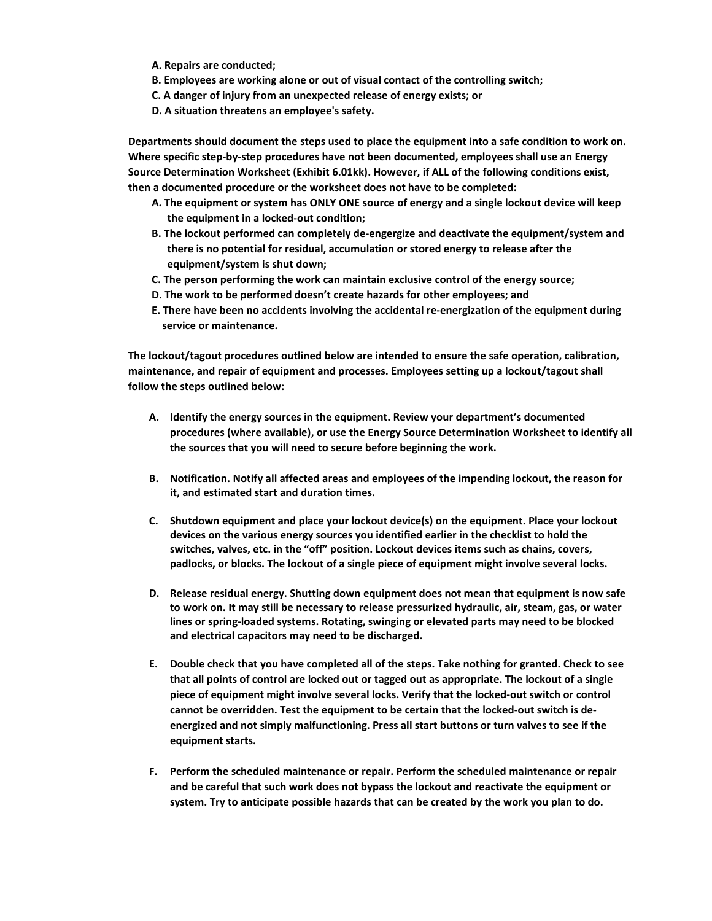**A. Repairs are conducted;**
**B. Employees are working alone or out of visual contact of the controlling switch;**
**C. A danger of injury from an unexpected release of energy exists; or**
**D. A situation threatens an employee's safety.**

**Departments should document the steps used to place the equipment into a safe condition to work on. Where specific step-by-step procedures have not been documented, employees shall use an Energy Source Determination Worksheet (Exhibit 6.01kk). However, if ALL of the following conditions exist, then a documented procedure or the worksheet does not have to be completed:**

**A. The equipment or system has ONLY ONE source of energy and a single lockout device will keep the equipment in a locked-out condition;**
**B. The lockout performed can completely de-engergize and deactivate the equipment/system and there is no potential for residual, accumulation or stored energy to release after the equipment/system is shut down;**
**C. The person performing the work can maintain exclusive control of the energy source;**
**D. The work to be performed doesn't create hazards for other employees; and**
**E. There have been no accidents involving the accidental re-energization of the equipment during service or maintenance.**

**The lockout/tagout procedures outlined below are intended to ensure the safe operation, calibration, maintenance, and repair of equipment and processes. Employees setting up a lockout/tagout shall follow the steps outlined below:**

**A. Identify the energy sources in the equipment. Review your department's documented procedures (where available), or use the Energy Source Determination Worksheet to identify all the sources that you will need to secure before beginning the work.**

**B. Notification. Notify all affected areas and employees of the impending lockout, the reason for it, and estimated start and duration times.**

**C. Shutdown equipment and place your lockout device(s) on the equipment. Place your lockout devices on the various energy sources you identified earlier in the checklist to hold the switches, valves, etc. in the "off" position. Lockout devices items such as chains, covers, padlocks, or blocks. The lockout of a single piece of equipment might involve several locks.**

**D. Release residual energy. Shutting down equipment does not mean that equipment is now safe to work on. It may still be necessary to release pressurized hydraulic, air, steam, gas, or water lines or spring-loaded systems. Rotating, swinging or elevated parts may need to be blocked and electrical capacitors may need to be discharged.**

**E. Double check that you have completed all of the steps. Take nothing for granted. Check to see that all points of control are locked out or tagged out as appropriate. The lockout of a single piece of equipment might involve several locks. Verify that the locked-out switch or control cannot be overridden. Test the equipment to be certain that the locked-out switch is de-energized and not simply malfunctioning. Press all start buttons or turn valves to see if the equipment starts.**

**F. Perform the scheduled maintenance or repair. Perform the scheduled maintenance or repair and be careful that such work does not bypass the lockout and reactivate the equipment or system. Try to anticipate possible hazards that can be created by the work you plan to do.**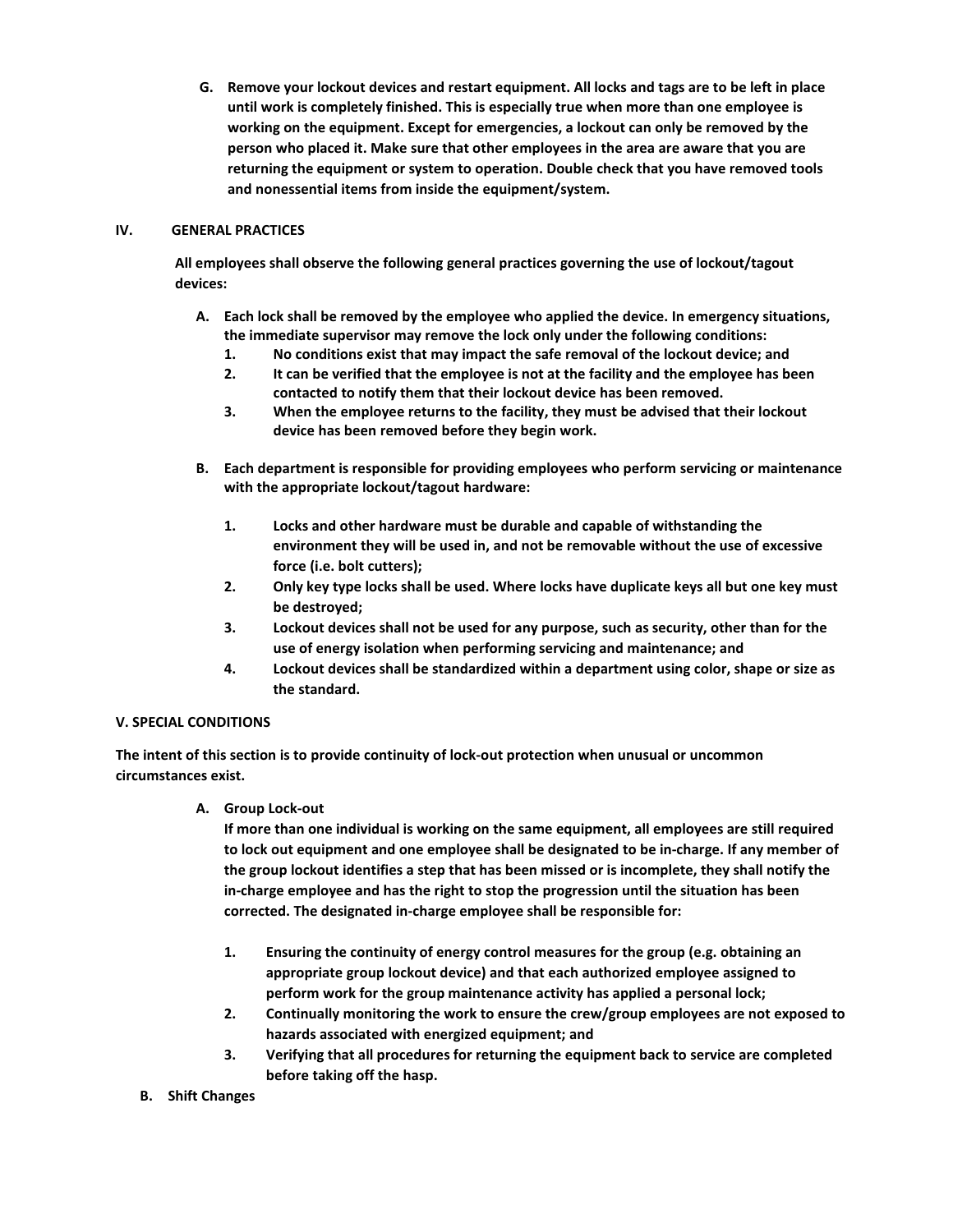G. **Remove your lockout devices and restart equipment. All locks and tags are to be left in place until work is completely finished. This is especially true when more than one employee is working on the equipment. Except for emergencies, a lockout can only be removed by the person who placed it. Make sure that other employees in the area are aware that you are returning the equipment or system to operation. Double check that you have removed tools and nonessential items from inside the equipment/system.**

## IV. GENERAL PRACTICES

**All employees shall observe the following general practices governing the use of lockout/tagout devices:**

A. **Each lock shall be removed by the employee who applied the device. In emergency situations, the immediate supervisor may remove the lock only under the following conditions:**
   1. **No conditions exist that may impact the safe removal of the lockout device; and**
   2. **It can be verified that the employee is not at the facility and the employee has been contacted to notify them that their lockout device has been removed.**
   3. **When the employee returns to the facility, they must be advised that their lockout device has been removed before they begin work.**

B. **Each department is responsible for providing employees who perform servicing or maintenance with the appropriate lockout/tagout hardware:**
   1. **Locks and other hardware must be durable and capable of withstanding the environment they will be used in, and not be removable without the use of excessive force (i.e. bolt cutters);**
   2. **Only key type locks shall be used. Where locks have duplicate keys all but one key must be destroyed;**
   3. **Lockout devices shall not be used for any purpose, such as security, other than for the use of energy isolation when performing servicing and maintenance; and**
   4. **Lockout devices shall be standardized within a department using color, shape or size as the standard.**

## V. SPECIAL CONDITIONS

**The intent of this section is to provide continuity of lock-out protection when unusual or uncommon circumstances exist.**

A. **Group Lock-out**
   **If more than one individual is working on the same equipment, all employees are still required to lock out equipment and one employee shall be designated to be in-charge. If any member of the group lockout identifies a step that has been missed or is incomplete, they shall notify the in-charge employee and has the right to stop the progression until the situation has been corrected. The designated in-charge employee shall be responsible for:**
   1. **Ensuring the continuity of energy control measures for the group (e.g. obtaining an appropriate group lockout device) and that each authorized employee assigned to perform work for the group maintenance activity has applied a personal lock;**
   2. **Continually monitoring the work to ensure the crew/group employees are not exposed to hazards associated with energized equipment; and**
   3. **Verifying that all procedures for returning the equipment back to service are completed before taking off the hasp.**

B. **Shift Changes**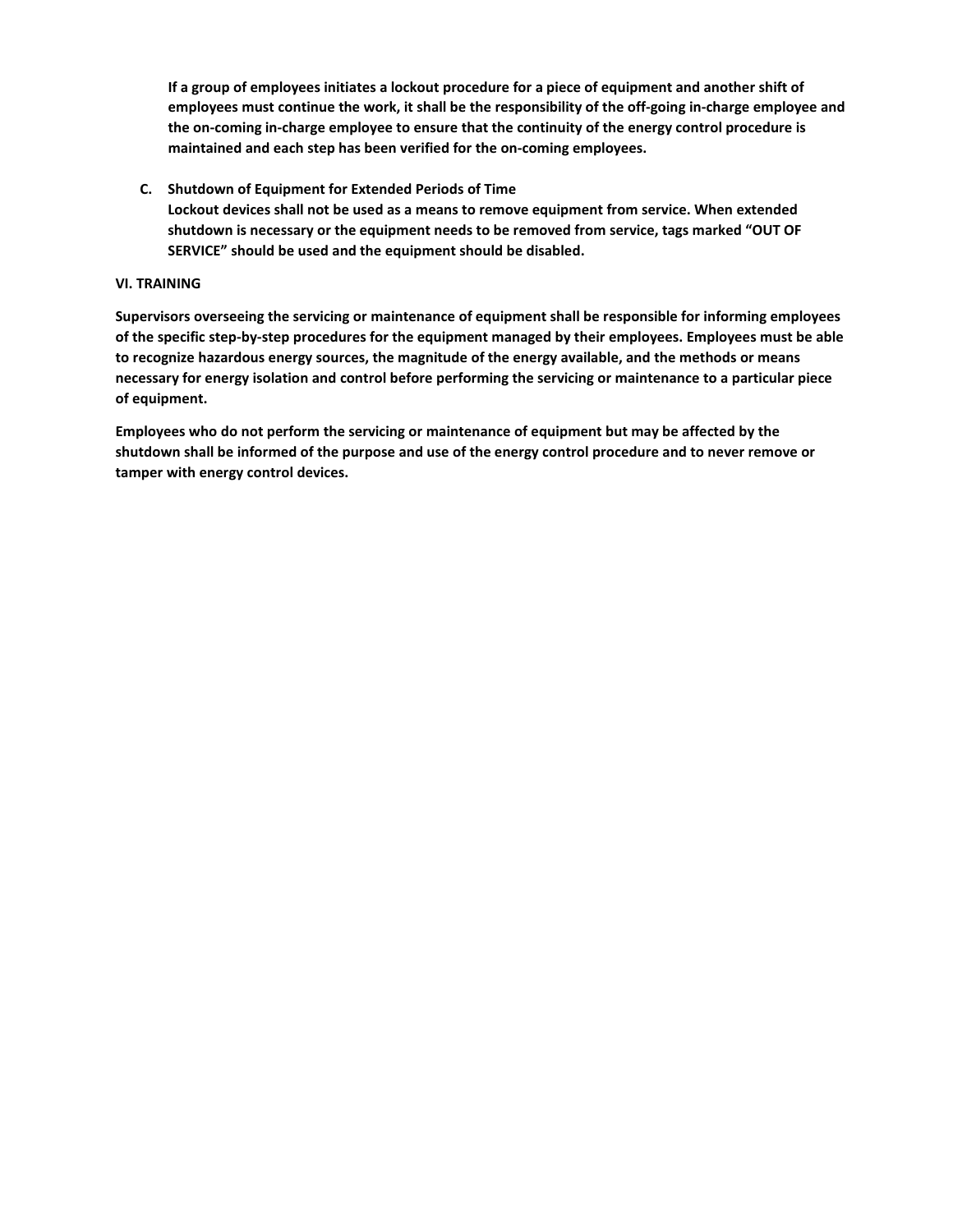**If a group of employees initiates a lockout procedure for a piece of equipment and another shift of employees must continue the work, it shall be the responsibility of the off-going in-charge employee and the on-coming in-charge employee to ensure that the continuity of the energy control procedure is maintained and each step has been verified for the on-coming employees.**

**C. Shutdown of Equipment for Extended Periods of Time**
**Lockout devices shall not be used as a means to remove equipment from service. When extended shutdown is necessary or the equipment needs to be removed from service, tags marked "OUT OF SERVICE" should be used and the equipment should be disabled.**

## VI. TRAINING

**Supervisors overseeing the servicing or maintenance of equipment shall be responsible for informing employees of the specific step-by-step procedures for the equipment managed by their employees. Employees must be able to recognize hazardous energy sources, the magnitude of the energy available, and the methods or means necessary for energy isolation and control before performing the servicing or maintenance to a particular piece of equipment.**

**Employees who do not perform the servicing or maintenance of equipment but may be affected by the shutdown shall be informed of the purpose and use of the energy control procedure and to never remove or tamper with energy control devices.**